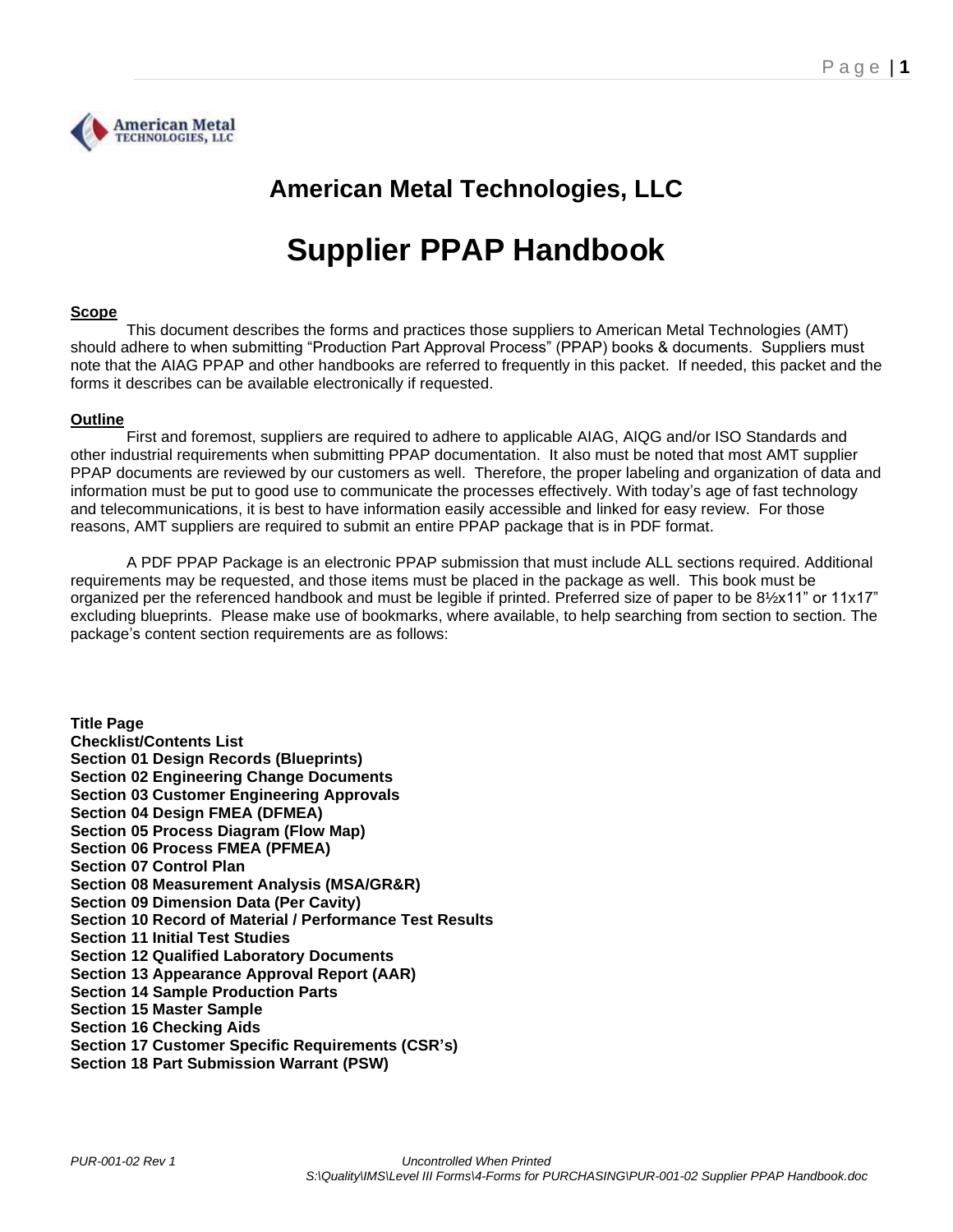# American Metal Technologies, LLC

# Supplier PPAP Handbook

**Scope**

This document describes the forms and practices those suppliers to American Metal Technologies (AMT) should adhere to when submitting "Production Part Approval Process" (PPAP) books & documents. Suppliers must note that the AIAG PPAP and other handbooks are referred to frequently in this packet. If needed, this packet and the forms it describes can be available electronically if requested.

**Outline**

First and foremost, suppliers are required to adhere to applicable AIAG, AIQG and/or ISO Standards and other industrial requirements when submitting PPAP documentation. It also must be noted that most AMT supplier PPAP documents are reviewed by our customers as well. Therefore, the proper labeling and organization of data and information must be put to good use to communicate the processes effectively. With today's age of fast technology and telecommunications, it is best to have information easily accessible and linked for easy review. For those reasons, AMT suppliers are required to submit an entire PPAP package that is in PDF format.

A PDF PPAP Package is an electronic PPAP submission that must include ALL sections required. Additional requirements may be requested, and those items must be placed in the package as well. This book must be organized per the referenced handbook and must be legible if printed. Preferred size of paper to be 8½x11" or 11x17" excluding blueprints. Please make use of bookmarks, where available, to help searching from section to section. The package's content section requirements are as follows:

**Title Page**
**Checklist/Contents List**
**Section 01 Design Records (Blueprints)**
**Section 02 Engineering Change Documents**
**Section 03 Customer Engineering Approvals**
**Section 04 Design FMEA (DFMEA)**
**Section 05 Process Diagram (Flow Map)**
**Section 06 Process FMEA (PFMEA)**
**Section 07 Control Plan**
**Section 08 Measurement Analysis (MSA/GR&R)**
**Section 09 Dimension Data (Per Cavity)**
**Section 10 Record of Material / Performance Test Results**
**Section 11 Initial Test Studies**
**Section 12 Qualified Laboratory Documents**
**Section 13 Appearance Approval Report (AAR)**
**Section 14 Sample Production Parts**
**Section 15 Master Sample**
**Section 16 Checking Aids**
**Section 17 Customer Specific Requirements (CSR's)**
**Section 18 Part Submission Warrant (PSW)**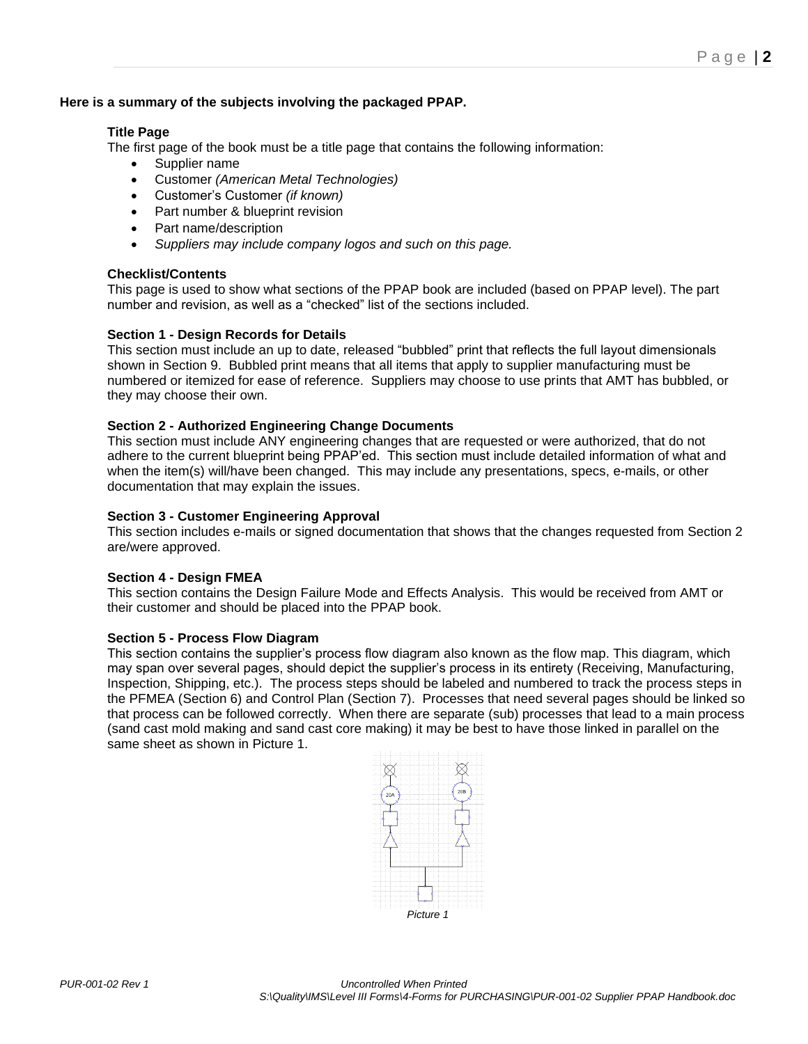**Here is a summary of the subjects involving the packaged PPAP.**

### Title Page

The first page of the book must be a title page that contains the following information:

- Supplier name
- Customer *(American Metal Technologies)*
- Customer's Customer *(if known)*
- Part number & blueprint revision
- Part name/description
- *Suppliers may include company logos and such on this page.*

### Checklist/Contents

This page is used to show what sections of the PPAP book are included (based on PPAP level). The part number and revision, as well as a "checked" list of the sections included.

### Section 1 - Design Records for Details

This section must include an up to date, released "bubbled" print that reflects the full layout dimensionals shown in Section 9. Bubbled print means that all items that apply to supplier manufacturing must be numbered or itemized for ease of reference. Suppliers may choose to use prints that AMT has bubbled, or they may choose their own.

### Section 2 - Authorized Engineering Change Documents

This section must include ANY engineering changes that are requested or were authorized, that do not adhere to the current blueprint being PPAP'ed. This section must include detailed information of what and when the item(s) will/have been changed. This may include any presentations, specs, e-mails, or other documentation that may explain the issues.

### Section 3 - Customer Engineering Approval

This section includes e-mails or signed documentation that shows that the changes requested from Section 2 are/were approved.

### Section 4 - Design FMEA

This section contains the Design Failure Mode and Effects Analysis. This would be received from AMT or their customer and should be placed into the PPAP book.

### Section 5 - Process Flow Diagram

This section contains the supplier's process flow diagram also known as the flow map. This diagram, which may span over several pages, should depict the supplier's process in its entirety (Receiving, Manufacturing, Inspection, Shipping, etc.). The process steps should be labeled and numbered to track the process steps in the PFMEA (Section 6) and Control Plan (Section 7). Processes that need several pages should be linked so that process can be followed correctly. When there are separate (sub) processes that lead to a main process (sand cast mold making and sand cast core making) it may be best to have those linked in parallel on the same sheet as shown in Picture 1.

*Picture 1*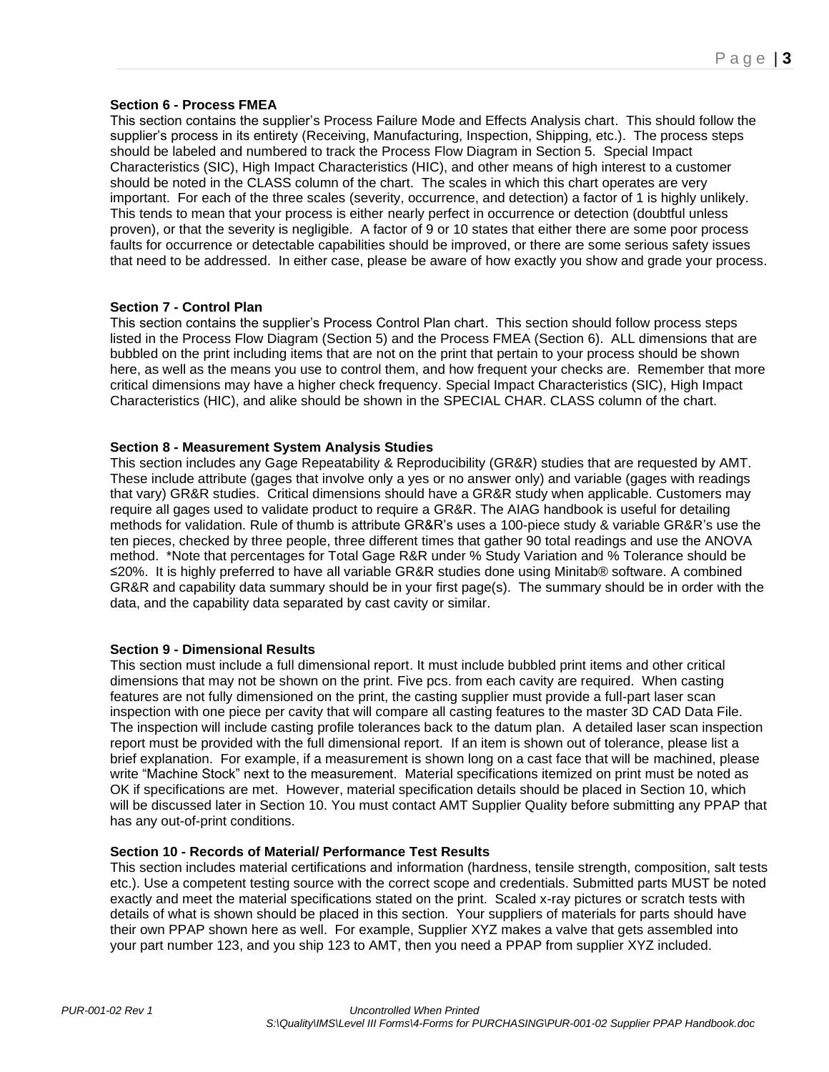**Section 6 - Process FMEA**

This section contains the supplier's Process Failure Mode and Effects Analysis chart. This should follow the supplier's process in its entirety (Receiving, Manufacturing, Inspection, Shipping, etc.). The process steps should be labeled and numbered to track the Process Flow Diagram in Section 5. Special Impact Characteristics (SIC), High Impact Characteristics (HIC), and other means of high interest to a customer should be noted in the CLASS column of the chart. The scales in which this chart operates are very important. For each of the three scales (severity, occurrence, and detection) a factor of 1 is highly unlikely. This tends to mean that your process is either nearly perfect in occurrence or detection (doubtful unless proven), or that the severity is negligible. A factor of 9 or 10 states that either there are some poor process faults for occurrence or detectable capabilities should be improved, or there are some serious safety issues that need to be addressed. In either case, please be aware of how exactly you show and grade your process.

**Section 7 - Control Plan**

This section contains the supplier's Process Control Plan chart. This section should follow process steps listed in the Process Flow Diagram (Section 5) and the Process FMEA (Section 6). ALL dimensions that are bubbled on the print including items that are not on the print that pertain to your process should be shown here, as well as the means you use to control them, and how frequent your checks are. Remember that more critical dimensions may have a higher check frequency. Special Impact Characteristics (SIC), High Impact Characteristics (HIC), and alike should be shown in the SPECIAL CHAR. CLASS column of the chart.

**Section 8 - Measurement System Analysis Studies**

This section includes any Gage Repeatability & Reproducibility (GR&R) studies that are requested by AMT. These include attribute (gages that involve only a yes or no answer only) and variable (gages with readings that vary) GR&R studies. Critical dimensions should have a GR&R study when applicable. Customers may require all gages used to validate product to require a GR&R. The AIAG handbook is useful for detailing methods for validation. Rule of thumb is attribute GR&R's uses a 100-piece study & variable GR&R's use the ten pieces, checked by three people, three different times that gather 90 total readings and use the ANOVA method. *Note that percentages for Total Gage R&R under % Study Variation and % Tolerance should be ≤20%. It is highly preferred to have all variable GR&R studies done using Minitab® software. A combined GR&R and capability data summary should be in your first page(s). The summary should be in order with the data, and the capability data separated by cast cavity or similar.

**Section 9 - Dimensional Results**

This section must include a full dimensional report. It must include bubbled print items and other critical dimensions that may not be shown on the print. Five pcs. from each cavity are required. When casting features are not fully dimensioned on the print, the casting supplier must provide a full-part laser scan inspection with one piece per cavity that will compare all casting features to the master 3D CAD Data File. The inspection will include casting profile tolerances back to the datum plan. A detailed laser scan inspection report must be provided with the full dimensional report. If an item is shown out of tolerance, please list a brief explanation. For example, if a measurement is shown long on a cast face that will be machined, please write "Machine Stock" next to the measurement. Material specifications itemized on print must be noted as OK if specifications are met. However, material specification details should be placed in Section 10, which will be discussed later in Section 10. You must contact AMT Supplier Quality before submitting any PPAP that has any out-of-print conditions.

**Section 10 - Records of Material/ Performance Test Results**

This section includes material certifications and information (hardness, tensile strength, composition, salt tests etc.). Use a competent testing source with the correct scope and credentials. Submitted parts MUST be noted exactly and meet the material specifications stated on the print. Scaled x-ray pictures or scratch tests with details of what is shown should be placed in this section. Your suppliers of materials for parts should have their own PPAP shown here as well. For example, Supplier XYZ makes a valve that gets assembled into your part number 123, and you ship 123 to AMT, then you need a PPAP from supplier XYZ included.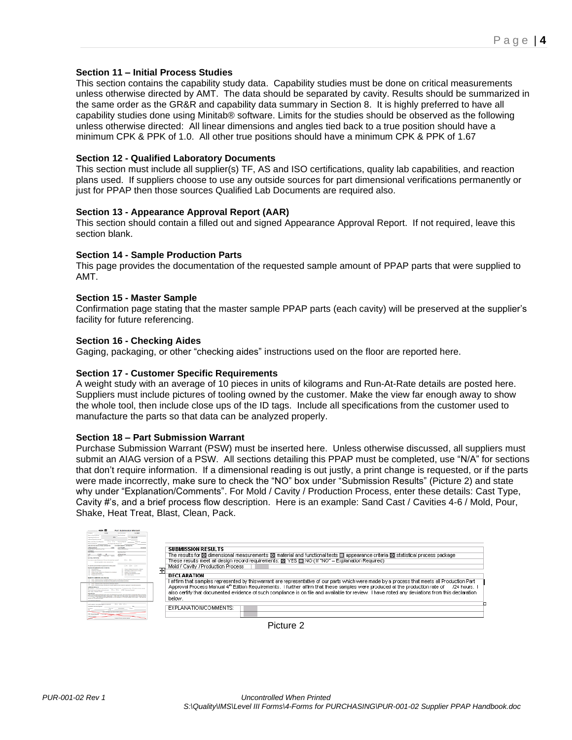### Section 11 – Initial Process Studies

This section contains the capability study data. Capability studies must be done on critical measurements unless otherwise directed by AMT. The data should be separated by cavity. Results should be summarized in the same order as the GR&R and capability data summary in Section 8. It is highly preferred to have all capability studies done using Minitab® software. Limits for the studies should be observed as the following unless otherwise directed: All linear dimensions and angles tied back to a true position should have a minimum CPK & PPK of 1.0. All other true positions should have a minimum CPK & PPK of 1.67

### Section 12 - Qualified Laboratory Documents

This section must include all supplier(s) TF, AS and ISO certifications, quality lab capabilities, and reaction plans used. If suppliers choose to use any outside sources for part dimensional verifications permanently or just for PPAP then those sources Qualified Lab Documents are required also.

### Section 13 - Appearance Approval Report (AAR)

This section should contain a filled out and signed Appearance Approval Report. If not required, leave this section blank.

### Section 14 - Sample Production Parts

This page provides the documentation of the requested sample amount of PPAP parts that were supplied to AMT.

### Section 15 - Master Sample

Confirmation page stating that the master sample PPAP parts (each cavity) will be preserved at the supplier's facility for future referencing.

### Section 16 - Checking Aides

Gaging, packaging, or other "checking aides" instructions used on the floor are reported here.

### Section 17 - Customer Specific Requirements

A weight study with an average of 10 pieces in units of kilograms and Run-At-Rate details are posted here. Suppliers must include pictures of tooling owned by the customer. Make the view far enough away to show the whole tool, then include close ups of the ID tags. Include all specifications from the customer used to manufacture the parts so that data can be analyzed properly.

### Section 18 – Part Submission Warrant

Purchase Submission Warrant (PSW) must be inserted here. Unless otherwise discussed, all suppliers must submit an AIAG version of a PSW. All sections detailing this PPAP must be completed, use "N/A" for sections that don't require information. If a dimensional reading is out justly, a print change is requested, or if the parts were made incorrectly, make sure to check the "NO" box under "Submission Results" (Picture 2) and state why under "Explanation/Comments". For Mold / Cavity / Production Process, enter these details: Cast Type, Cavity #'s, and a brief process flow description. Here is an example: Sand Cast / Cavities 4-6 / Mold, Pour, Shake, Heat Treat, Blast, Clean, Pack.

**SUBMISSION RESULTS**

The results for ☒ dimensional measurements ☒ material and functional tests ☐ appearance criteria ☒ statistical process package

These results meet all design record requirements: ☒ YES ☐ NO (If "NO" – Explanation Required)

Mold / Cavity / Production Process

**DECLARATION**

I affirm that samples represented by this warrant are representative of our parts which were made by a process that meets all Production Part Approval Process Manual 4th Edition Requirements. I further affirm that these samples were produced at the production rate of ____ /24 hours. I also certify that documented evidence of such compliance is on file and available for review. I have noted any deviations from this declaration below.

EXPLANATION/COMMENTS:

Picture 2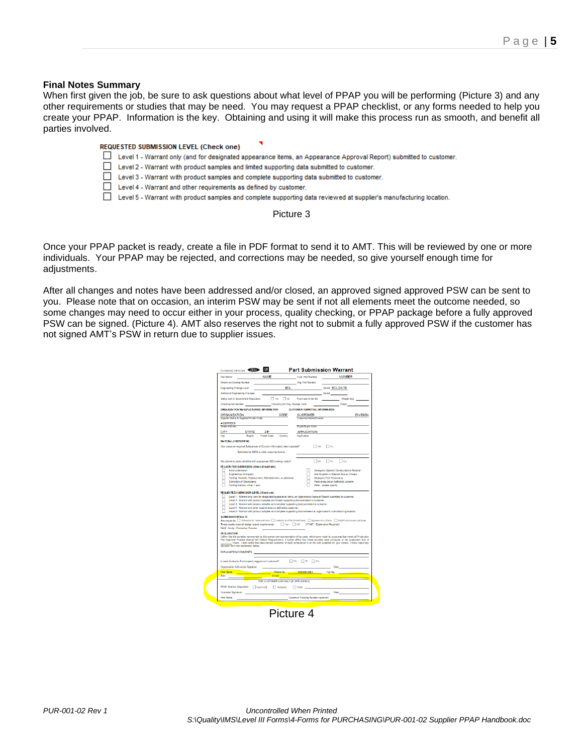### Final Notes Summary

When first given the job, be sure to ask questions about what level of PPAP you will be performing (Picture 3) and any other requirements or studies that may be need. You may request a PPAP checklist, or any forms needed to help you create your PPAP. Information is the key. Obtaining and using it will make this process run as smooth, and benefit all parties involved.

REQUESTED SUBMISSION LEVEL (Check one)

- ☐ Level 1 - Warrant only (and for designated appearance items, an Appearance Approval Report) submitted to customer.
- ☐ Level 2 - Warrant with product samples and limited supporting data submitted to customer.
- ☐ Level 3 - Warrant with product samples and complete supporting data submitted to customer.
- ☐ Level 4 - Warrant and other requirements as defined by customer.
- ☐ Level 5 - Warrant with product samples and complete supporting data reviewed at supplier's manufacturing location.

Picture 3

Once your PPAP packet is ready, create a file in PDF format to send it to AMT. This will be reviewed by one or more individuals. Your PPAP may be rejected, and corrections may be needed, so give yourself enough time for adjustments.

After all changes and notes have been addressed and/or closed, an approved signed approved PSW can be sent to you. Please note that on occasion, an interim PSW may be sent if not all elements meet the outcome needed, so some changes may need to occur either in your process, quality checking, or PPAP package before a fully approved PSW can be signed. (Picture 4). AMT also reserves the right not to submit a fully approved PSW if the customer has not signed AMT's PSW in return due to supplier issues.

Picture 4

*PUR-001-02 Rev 1* *Uncontrolled When Printed*
*S:\Quality\IMS\Level III Forms\4-Forms for PURCHASING\PUR-001-02 Supplier PPAP Handbook.doc*